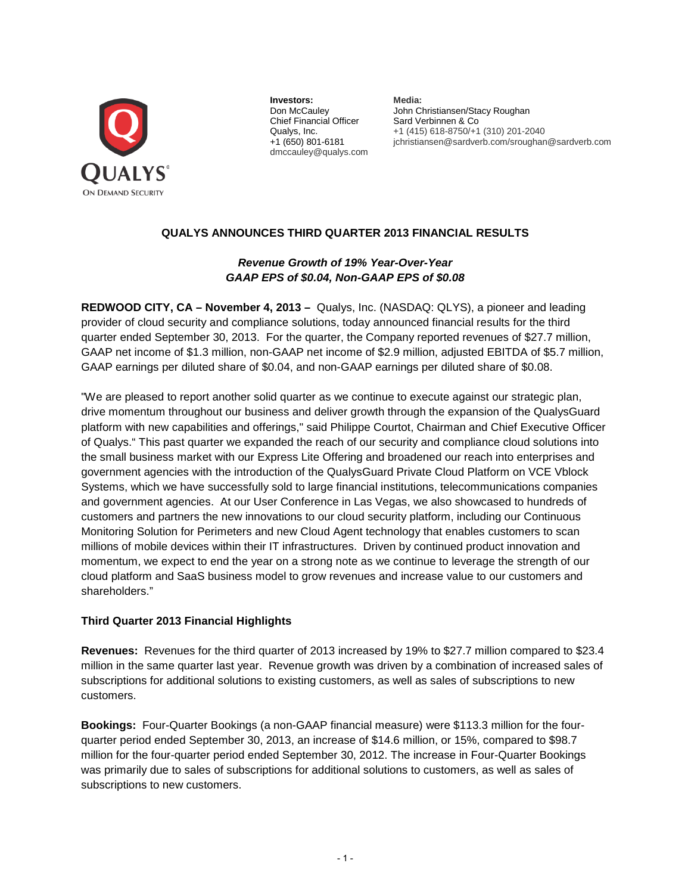QUALYS
ON DEMAND SECURITY

**Investors:**
Don McCauley
Chief Financial Officer
Qualys, Inc.
+1 (650) 801-6181
dmccauley@qualys.com

**Media:**
John Christiansen/Stacy Roughan
Sard Verbinnen & Co
+1 (415) 618-8750/+1 (310) 201-2040
jchristiansen@sardverb.com/sroughan@sardverb.com

# QUALYS ANNOUNCES THIRD QUARTER 2013 FINANCIAL RESULTS

***Revenue Growth of 19% Year-Over-Year***
***GAAP EPS of $0.04, Non-GAAP EPS of $0.08***

**REDWOOD CITY, CA – November 4, 2013 –** Qualys, Inc. (NASDAQ: QLYS), a pioneer and leading provider of cloud security and compliance solutions, today announced financial results for the third quarter ended September 30, 2013. For the quarter, the Company reported revenues of $27.7 million, GAAP net income of $1.3 million, non-GAAP net income of $2.9 million, adjusted EBITDA of $5.7 million, GAAP earnings per diluted share of $0.04, and non-GAAP earnings per diluted share of $0.08.

"We are pleased to report another solid quarter as we continue to execute against our strategic plan, drive momentum throughout our business and deliver growth through the expansion of the QualysGuard platform with new capabilities and offerings," said Philippe Courtot, Chairman and Chief Executive Officer of Qualys." This past quarter we expanded the reach of our security and compliance cloud solutions into the small business market with our Express Lite Offering and broadened our reach into enterprises and government agencies with the introduction of the QualysGuard Private Cloud Platform on VCE Vblock Systems, which we have successfully sold to large financial institutions, telecommunications companies and government agencies. At our User Conference in Las Vegas, we also showcased to hundreds of customers and partners the new innovations to our cloud security platform, including our Continuous Monitoring Solution for Perimeters and new Cloud Agent technology that enables customers to scan millions of mobile devices within their IT infrastructures. Driven by continued product innovation and momentum, we expect to end the year on a strong note as we continue to leverage the strength of our cloud platform and SaaS business model to grow revenues and increase value to our customers and shareholders."

## Third Quarter 2013 Financial Highlights

**Revenues:** Revenues for the third quarter of 2013 increased by 19% to $27.7 million compared to $23.4 million in the same quarter last year. Revenue growth was driven by a combination of increased sales of subscriptions for additional solutions to existing customers, as well as sales of subscriptions to new customers.

**Bookings:** Four-Quarter Bookings (a non-GAAP financial measure) were $113.3 million for the four-quarter period ended September 30, 2013, an increase of $14.6 million, or 15%, compared to $98.7 million for the four-quarter period ended September 30, 2012. The increase in Four-Quarter Bookings was primarily due to sales of subscriptions for additional solutions to customers, as well as sales of subscriptions to new customers.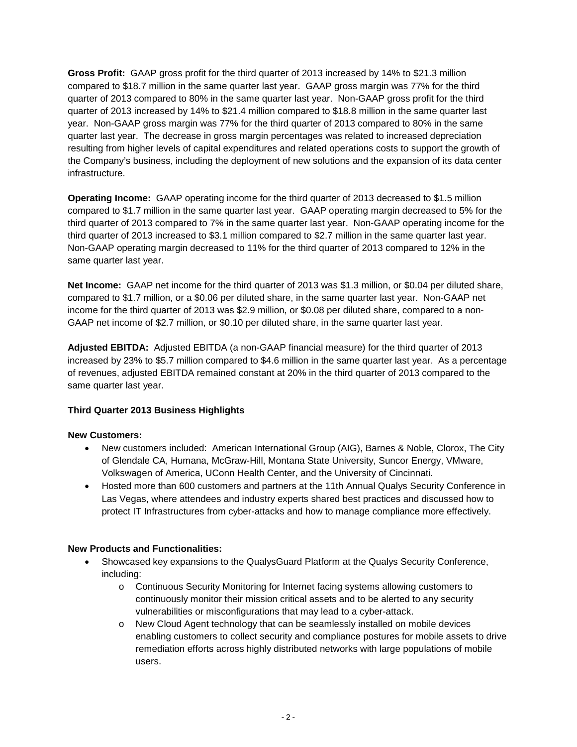**Gross Profit:** GAAP gross profit for the third quarter of 2013 increased by 14% to $21.3 million compared to $18.7 million in the same quarter last year. GAAP gross margin was 77% for the third quarter of 2013 compared to 80% in the same quarter last year. Non-GAAP gross profit for the third quarter of 2013 increased by 14% to $21.4 million compared to $18.8 million in the same quarter last year. Non-GAAP gross margin was 77% for the third quarter of 2013 compared to 80% in the same quarter last year. The decrease in gross margin percentages was related to increased depreciation resulting from higher levels of capital expenditures and related operations costs to support the growth of the Company's business, including the deployment of new solutions and the expansion of its data center infrastructure.

**Operating Income:** GAAP operating income for the third quarter of 2013 decreased to $1.5 million compared to $1.7 million in the same quarter last year. GAAP operating margin decreased to 5% for the third quarter of 2013 compared to 7% in the same quarter last year. Non-GAAP operating income for the third quarter of 2013 increased to $3.1 million compared to $2.7 million in the same quarter last year. Non-GAAP operating margin decreased to 11% for the third quarter of 2013 compared to 12% in the same quarter last year.

**Net Income:** GAAP net income for the third quarter of 2013 was $1.3 million, or $0.04 per diluted share, compared to $1.7 million, or a $0.06 per diluted share, in the same quarter last year. Non-GAAP net income for the third quarter of 2013 was $2.9 million, or $0.08 per diluted share, compared to a non-GAAP net income of $2.7 million, or $0.10 per diluted share, in the same quarter last year.

**Adjusted EBITDA:** Adjusted EBITDA (a non-GAAP financial measure) for the third quarter of 2013 increased by 23% to $5.7 million compared to $4.6 million in the same quarter last year. As a percentage of revenues, adjusted EBITDA remained constant at 20% in the third quarter of 2013 compared to the same quarter last year.

**Third Quarter 2013 Business Highlights**

**New Customers:**

- New customers included: American International Group (AIG), Barnes & Noble, Clorox, The City of Glendale CA, Humana, McGraw-Hill, Montana State University, Suncor Energy, VMware, Volkswagen of America, UConn Health Center, and the University of Cincinnati.
- Hosted more than 600 customers and partners at the 11th Annual Qualys Security Conference in Las Vegas, where attendees and industry experts shared best practices and discussed how to protect IT Infrastructures from cyber-attacks and how to manage compliance more effectively.

**New Products and Functionalities:**

- Showcased key expansions to the QualysGuard Platform at the Qualys Security Conference, including:
  - Continuous Security Monitoring for Internet facing systems allowing customers to continuously monitor their mission critical assets and to be alerted to any security vulnerabilities or misconfigurations that may lead to a cyber-attack.
  - New Cloud Agent technology that can be seamlessly installed on mobile devices enabling customers to collect security and compliance postures for mobile assets to drive remediation efforts across highly distributed networks with large populations of mobile users.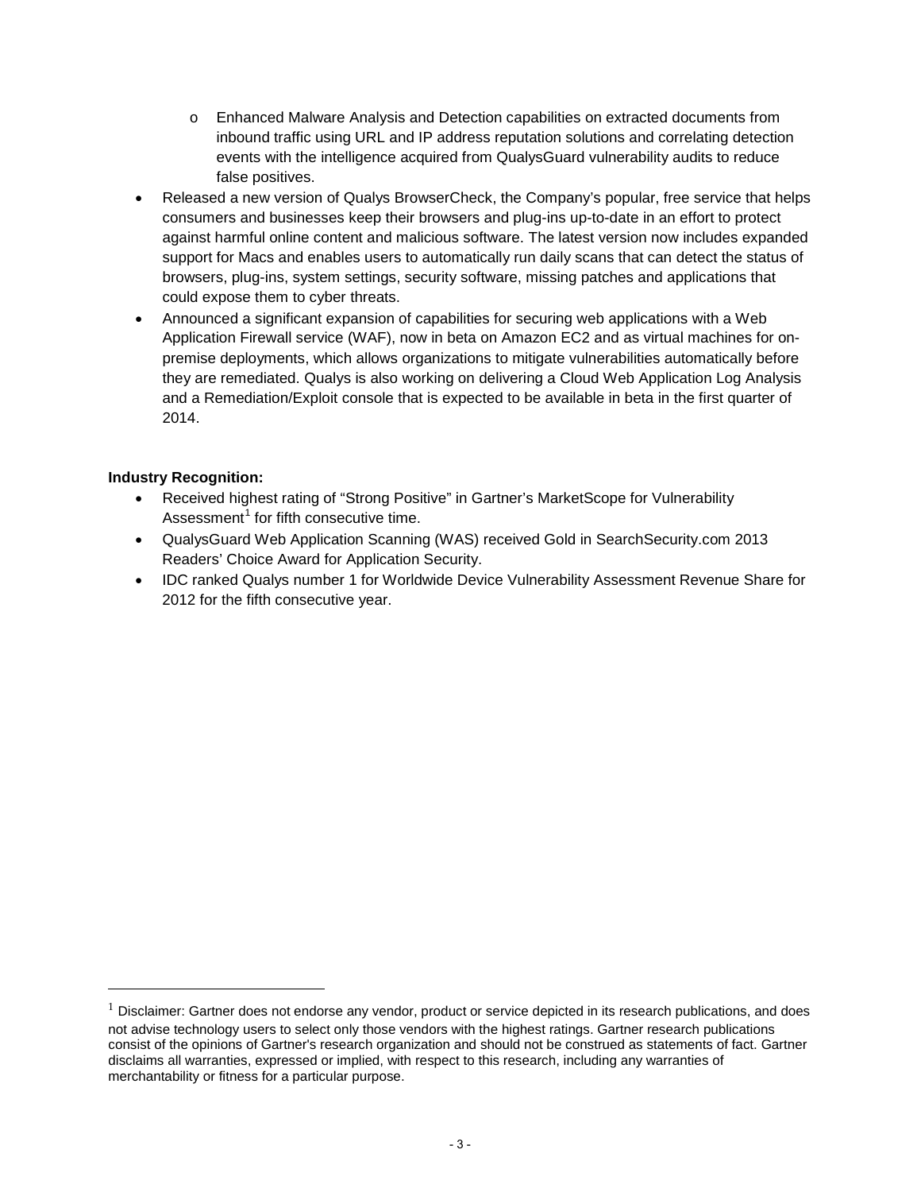- Enhanced Malware Analysis and Detection capabilities on extracted documents from inbound traffic using URL and IP address reputation solutions and correlating detection events with the intelligence acquired from QualysGuard vulnerability audits to reduce false positives.
- Released a new version of Qualys BrowserCheck, the Company's popular, free service that helps consumers and businesses keep their browsers and plug-ins up-to-date in an effort to protect against harmful online content and malicious software. The latest version now includes expanded support for Macs and enables users to automatically run daily scans that can detect the status of browsers, plug-ins, system settings, security software, missing patches and applications that could expose them to cyber threats.
- Announced a significant expansion of capabilities for securing web applications with a Web Application Firewall service (WAF), now in beta on Amazon EC2 and as virtual machines for on-premise deployments, which allows organizations to mitigate vulnerabilities automatically before they are remediated. Qualys is also working on delivering a Cloud Web Application Log Analysis and a Remediation/Exploit console that is expected to be available in beta in the first quarter of 2014.

**Industry Recognition:**

- Received highest rating of "Strong Positive" in Gartner's MarketScope for Vulnerability Assessment[1] for fifth consecutive time.
- QualysGuard Web Application Scanning (WAS) received Gold in SearchSecurity.com 2013 Readers' Choice Award for Application Security.
- IDC ranked Qualys number 1 for Worldwide Device Vulnerability Assessment Revenue Share for 2012 for the fifth consecutive year.

---

[1] Disclaimer: Gartner does not endorse any vendor, product or service depicted in its research publications, and does not advise technology users to select only those vendors with the highest ratings. Gartner research publications consist of the opinions of Gartner's research organization and should not be construed as statements of fact. Gartner disclaims all warranties, expressed or implied, with respect to this research, including any warranties of merchantability or fitness for a particular purpose.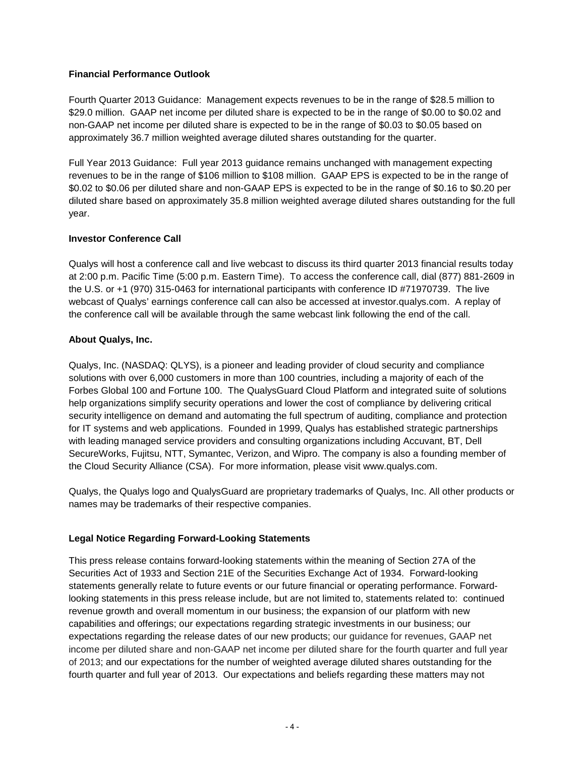**Financial Performance Outlook**

Fourth Quarter 2013 Guidance: Management expects revenues to be in the range of $28.5 million to $29.0 million. GAAP net income per diluted share is expected to be in the range of $0.00 to $0.02 and non-GAAP net income per diluted share is expected to be in the range of $0.03 to $0.05 based on approximately 36.7 million weighted average diluted shares outstanding for the quarter.

Full Year 2013 Guidance: Full year 2013 guidance remains unchanged with management expecting revenues to be in the range of $106 million to $108 million. GAAP EPS is expected to be in the range of $0.02 to $0.06 per diluted share and non-GAAP EPS is expected to be in the range of $0.16 to $0.20 per diluted share based on approximately 35.8 million weighted average diluted shares outstanding for the full year.

**Investor Conference Call**

Qualys will host a conference call and live webcast to discuss its third quarter 2013 financial results today at 2:00 p.m. Pacific Time (5:00 p.m. Eastern Time). To access the conference call, dial (877) 881-2609 in the U.S. or +1 (970) 315-0463 for international participants with conference ID #71970739. The live webcast of Qualys' earnings conference call can also be accessed at investor.qualys.com. A replay of the conference call will be available through the same webcast link following the end of the call.

**About Qualys, Inc.**

Qualys, Inc. (NASDAQ: QLYS), is a pioneer and leading provider of cloud security and compliance solutions with over 6,000 customers in more than 100 countries, including a majority of each of the Forbes Global 100 and Fortune 100. The QualysGuard Cloud Platform and integrated suite of solutions help organizations simplify security operations and lower the cost of compliance by delivering critical security intelligence on demand and automating the full spectrum of auditing, compliance and protection for IT systems and web applications. Founded in 1999, Qualys has established strategic partnerships with leading managed service providers and consulting organizations including Accuvant, BT, Dell SecureWorks, Fujitsu, NTT, Symantec, Verizon, and Wipro. The company is also a founding member of the Cloud Security Alliance (CSA). For more information, please visit www.qualys.com.

Qualys, the Qualys logo and QualysGuard are proprietary trademarks of Qualys, Inc. All other products or names may be trademarks of their respective companies.

**Legal Notice Regarding Forward-Looking Statements**

This press release contains forward-looking statements within the meaning of Section 27A of the Securities Act of 1933 and Section 21E of the Securities Exchange Act of 1934. Forward-looking statements generally relate to future events or our future financial or operating performance. Forward-looking statements in this press release include, but are not limited to, statements related to: continued revenue growth and overall momentum in our business; the expansion of our platform with new capabilities and offerings; our expectations regarding strategic investments in our business; our expectations regarding the release dates of our new products; our guidance for revenues, GAAP net income per diluted share and non-GAAP net income per diluted share for the fourth quarter and full year of 2013; and our expectations for the number of weighted average diluted shares outstanding for the fourth quarter and full year of 2013. Our expectations and beliefs regarding these matters may not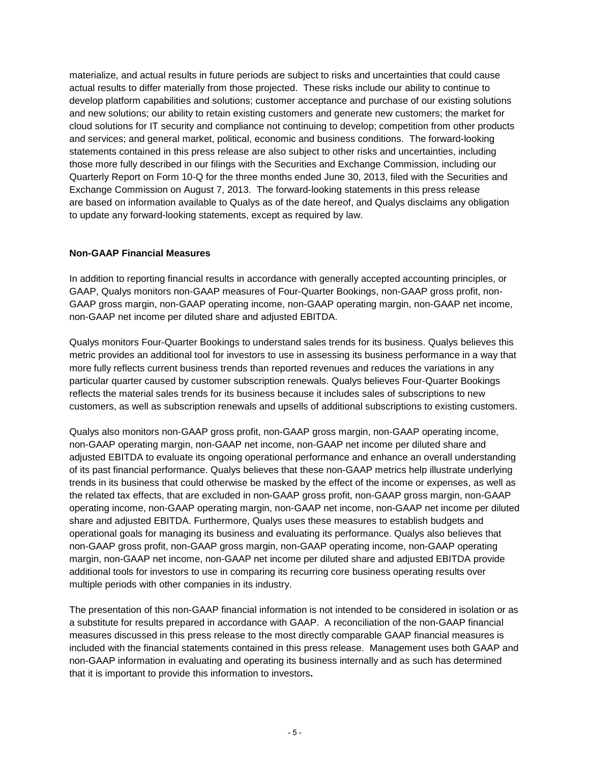materialize, and actual results in future periods are subject to risks and uncertainties that could cause actual results to differ materially from those projected. These risks include our ability to continue to develop platform capabilities and solutions; customer acceptance and purchase of our existing solutions and new solutions; our ability to retain existing customers and generate new customers; the market for cloud solutions for IT security and compliance not continuing to develop; competition from other products and services; and general market, political, economic and business conditions. The forward-looking statements contained in this press release are also subject to other risks and uncertainties, including those more fully described in our filings with the Securities and Exchange Commission, including our Quarterly Report on Form 10-Q for the three months ended June 30, 2013, filed with the Securities and Exchange Commission on August 7, 2013. The forward-looking statements in this press release are based on information available to Qualys as of the date hereof, and Qualys disclaims any obligation to update any forward-looking statements, except as required by law.

**Non-GAAP Financial Measures**

In addition to reporting financial results in accordance with generally accepted accounting principles, or GAAP, Qualys monitors non-GAAP measures of Four-Quarter Bookings, non-GAAP gross profit, non-GAAP gross margin, non-GAAP operating income, non-GAAP operating margin, non-GAAP net income, non-GAAP net income per diluted share and adjusted EBITDA.

Qualys monitors Four-Quarter Bookings to understand sales trends for its business. Qualys believes this metric provides an additional tool for investors to use in assessing its business performance in a way that more fully reflects current business trends than reported revenues and reduces the variations in any particular quarter caused by customer subscription renewals. Qualys believes Four-Quarter Bookings reflects the material sales trends for its business because it includes sales of subscriptions to new customers, as well as subscription renewals and upsells of additional subscriptions to existing customers.

Qualys also monitors non-GAAP gross profit, non-GAAP gross margin, non-GAAP operating income, non-GAAP operating margin, non-GAAP net income, non-GAAP net income per diluted share and adjusted EBITDA to evaluate its ongoing operational performance and enhance an overall understanding of its past financial performance. Qualys believes that these non-GAAP metrics help illustrate underlying trends in its business that could otherwise be masked by the effect of the income or expenses, as well as the related tax effects, that are excluded in non-GAAP gross profit, non-GAAP gross margin, non-GAAP operating income, non-GAAP operating margin, non-GAAP net income, non-GAAP net income per diluted share and adjusted EBITDA. Furthermore, Qualys uses these measures to establish budgets and operational goals for managing its business and evaluating its performance. Qualys also believes that non-GAAP gross profit, non-GAAP gross margin, non-GAAP operating income, non-GAAP operating margin, non-GAAP net income, non-GAAP net income per diluted share and adjusted EBITDA provide additional tools for investors to use in comparing its recurring core business operating results over multiple periods with other companies in its industry.

The presentation of this non-GAAP financial information is not intended to be considered in isolation or as a substitute for results prepared in accordance with GAAP. A reconciliation of the non-GAAP financial measures discussed in this press release to the most directly comparable GAAP financial measures is included with the financial statements contained in this press release. Management uses both GAAP and non-GAAP information in evaluating and operating its business internally and as such has determined that it is important to provide this information to investors**.**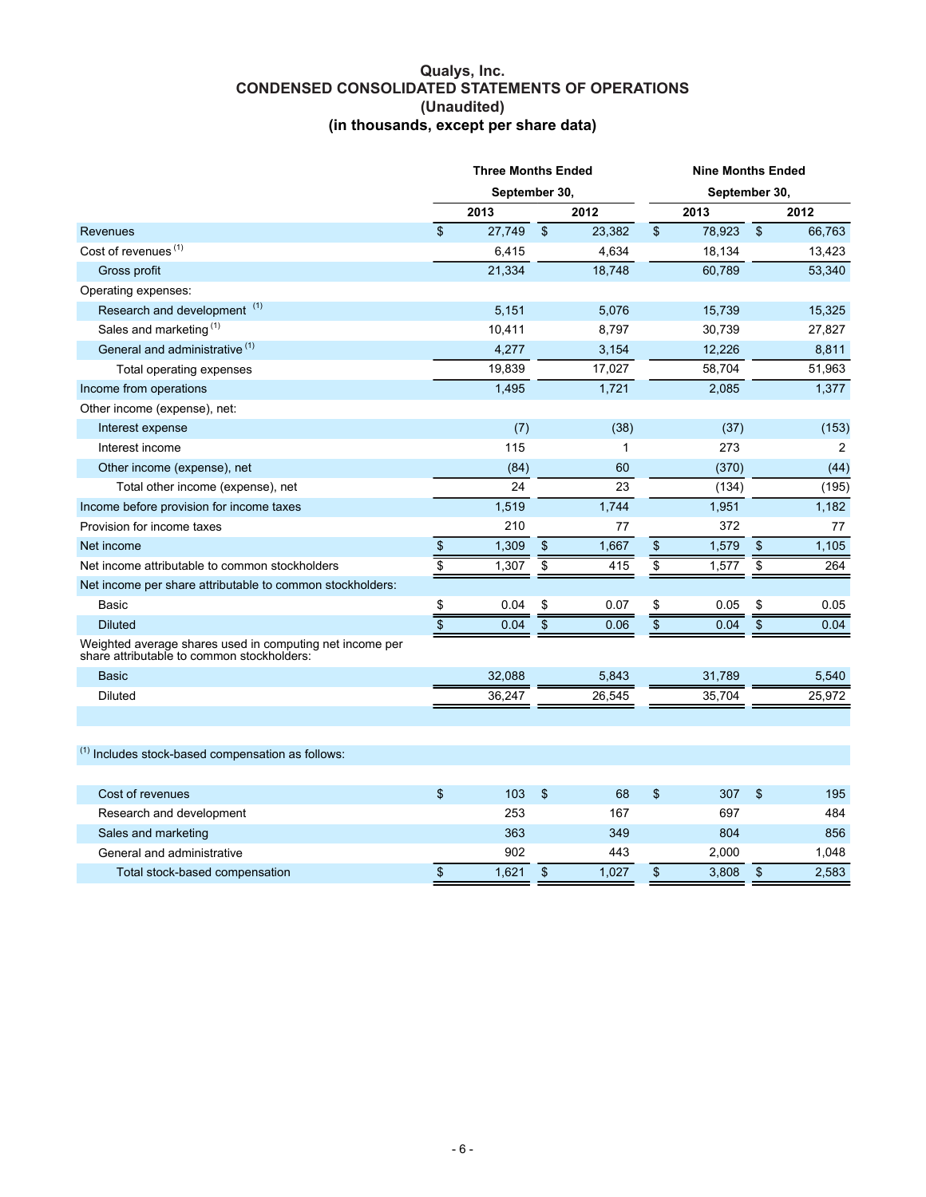# Qualys, Inc.
## CONDENSED CONSOLIDATED STATEMENTS OF OPERATIONS
### (Unaudited)
### (in thousands, except per share data)

| | Three Months Ended September 30, | | Nine Months Ended September 30, | |
|---|---|---|---|---|
| | 2013 | 2012 | 2013 | 2012 |
| Revenues | $ 27,749 | $ 23,382 | $ 78,923 | $ 66,763 |
| Cost of revenues [1] | 6,415 | 4,634 | 18,134 | 13,423 |
| Gross profit | 21,334 | 18,748 | 60,789 | 53,340 |
| Operating expenses: | | | | |
| Research and development [1] | 5,151 | 5,076 | 15,739 | 15,325 |
| Sales and marketing [1] | 10,411 | 8,797 | 30,739 | 27,827 |
| General and administrative [1] | 4,277 | 3,154 | 12,226 | 8,811 |
| Total operating expenses | 19,839 | 17,027 | 58,704 | 51,963 |
| Income from operations | 1,495 | 1,721 | 2,085 | 1,377 |
| Other income (expense), net: | | | | |
| Interest expense | (7) | (38) | (37) | (153) |
| Interest income | 115 | 1 | 273 | 2 |
| Other income (expense), net | (84) | 60 | (370) | (44) |
| Total other income (expense), net | 24 | 23 | (134) | (195) |
| Income before provision for income taxes | 1,519 | 1,744 | 1,951 | 1,182 |
| Provision for income taxes | 210 | 77 | 372 | 77 |
| Net income | $ 1,309 | $ 1,667 | $ 1,579 | $ 1,105 |
| Net income attributable to common stockholders | $ 1,307 | $ 415 | $ 1,577 | $ 264 |
| Net income per share attributable to common stockholders: | | | | |
| Basic | $ 0.04 | $ 0.07 | $ 0.05 | $ 0.05 |
| Diluted | $ 0.04 | $ 0.06 | $ 0.04 | $ 0.04 |
| Weighted average shares used in computing net income per share attributable to common stockholders: | | | | |
| Basic | 32,088 | 5,843 | 31,789 | 5,540 |
| Diluted | 36,247 | 26,545 | 35,704 | 25,972 |

[1] Includes stock-based compensation as follows:

| | Three Months Ended September 30, 2013 | Three Months Ended September 30, 2012 | Nine Months Ended September 30, 2013 | Nine Months Ended September 30, 2012 |
|---|---|---|---|---|
| Cost of revenues | $ 103 | $ 68 | $ 307 | $ 195 |
| Research and development | 253 | 167 | 697 | 484 |
| Sales and marketing | 363 | 349 | 804 | 856 |
| General and administrative | 902 | 443 | 2,000 | 1,048 |
| Total stock-based compensation | $ 1,621 | $ 1,027 | $ 3,808 | $ 2,583 |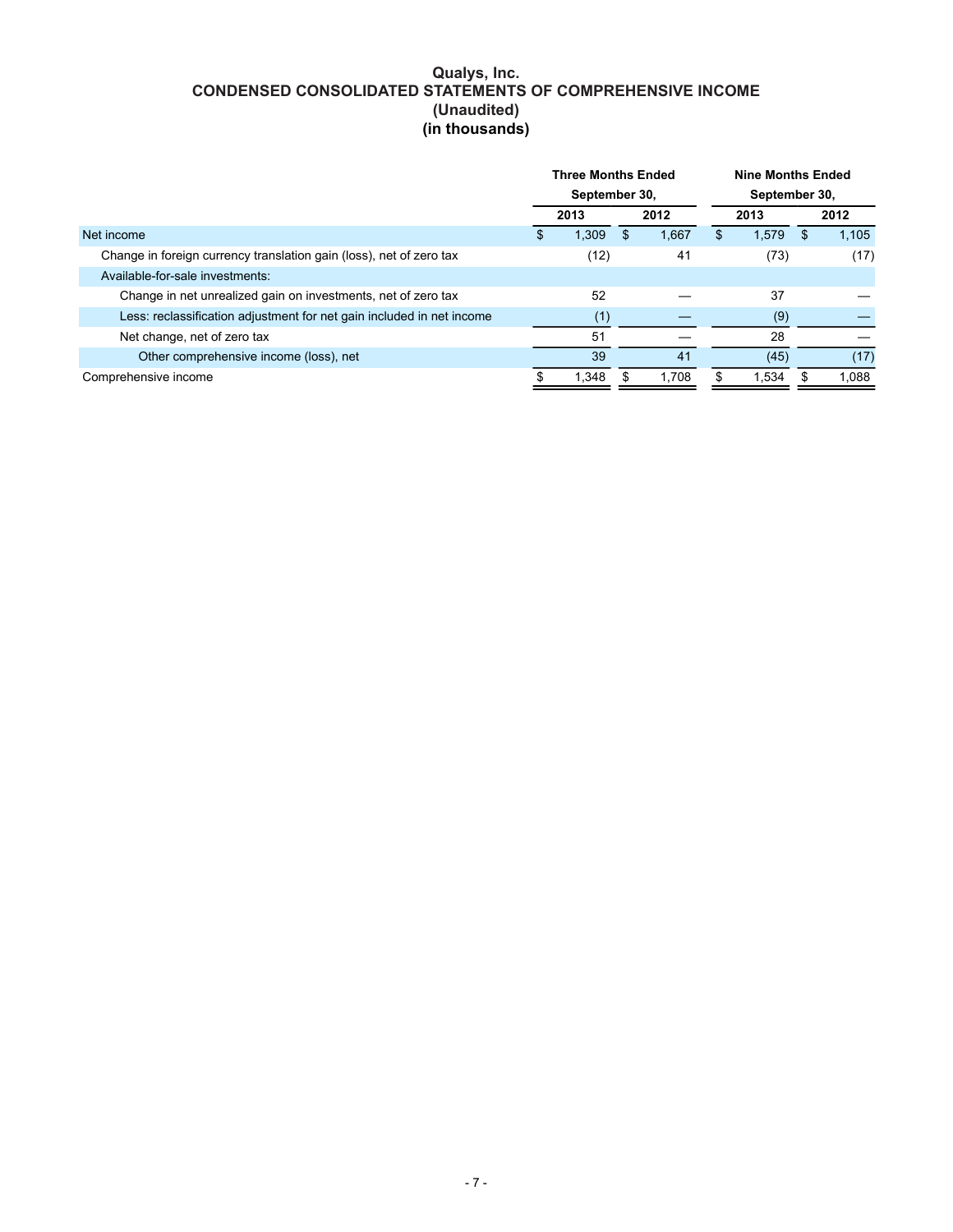# Qualys, Inc.
## CONDENSED CONSOLIDATED STATEMENTS OF COMPREHENSIVE INCOME
### (Unaudited)
### (in thousands)

| | Three Months Ended September 30, | | Nine Months Ended September 30, | |
|---|---|---|---|---|
| | 2013 | 2012 | 2013 | 2012 |
| Net income | $ 1,309 | $ 1,667 | $ 1,579 | $ 1,105 |
| Change in foreign currency translation gain (loss), net of zero tax | (12) | 41 | (73) | (17) |
| Available-for-sale investments: | | | | |
| Change in net unrealized gain on investments, net of zero tax | 52 | — | 37 | — |
| Less: reclassification adjustment for net gain included in net income | (1) | — | (9) | — |
| Net change, net of zero tax | 51 | — | 28 | — |
| Other comprehensive income (loss), net | 39 | 41 | (45) | (17) |
| Comprehensive income | $ 1,348 | $ 1,708 | $ 1,534 | $ 1,088 |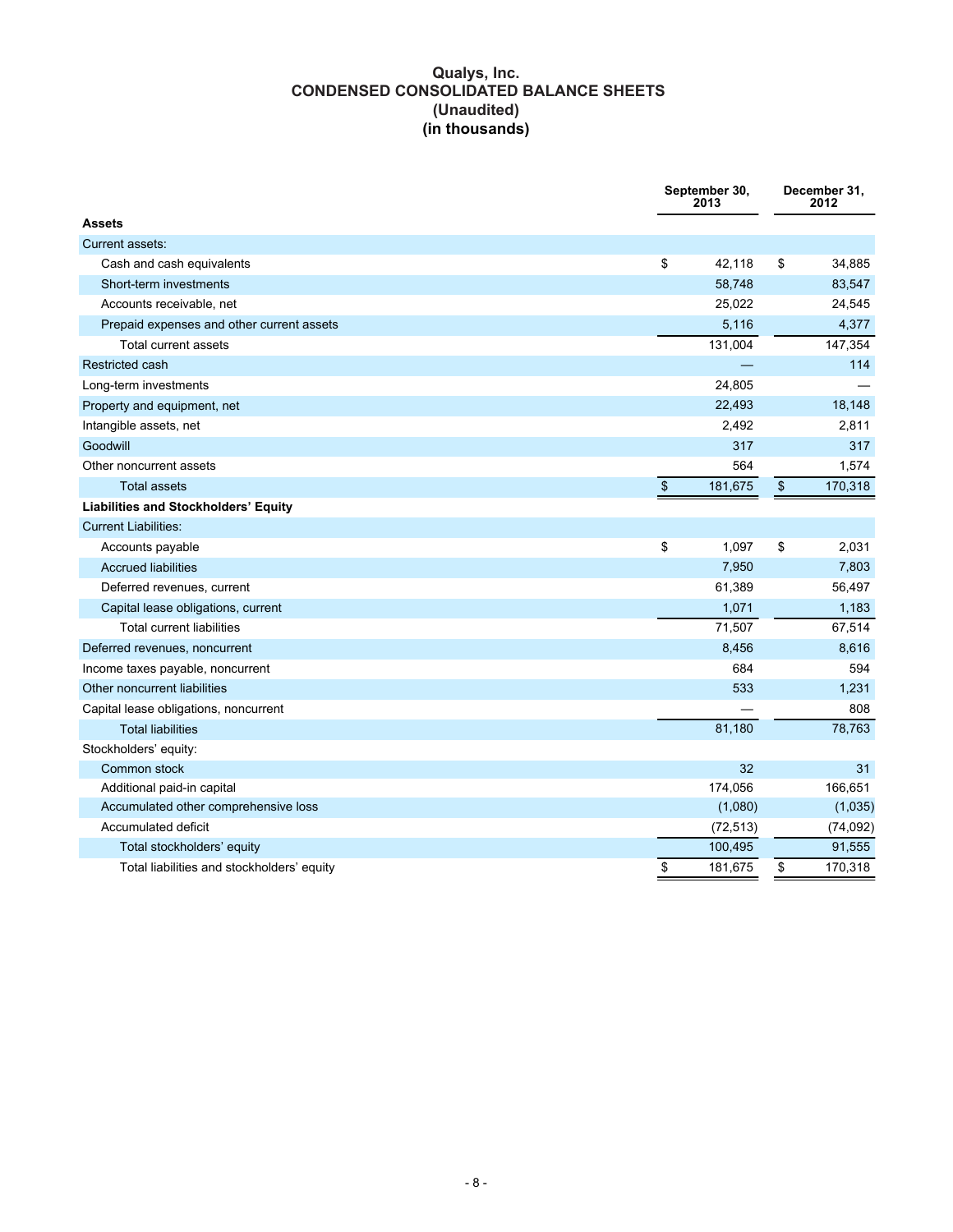# Qualys, Inc.
## CONDENSED CONSOLIDATED BALANCE SHEETS
### (Unaudited)
### (in thousands)

| | September 30, 2013 | December 31, 2012 |
|---|---|---|
| **Assets** | | |
| Current assets: | | |
| Cash and cash equivalents | $ 42,118 | $ 34,885 |
| Short-term investments | 58,748 | 83,547 |
| Accounts receivable, net | 25,022 | 24,545 |
| Prepaid expenses and other current assets | 5,116 | 4,377 |
| Total current assets | 131,004 | 147,354 |
| Restricted cash | — | 114 |
| Long-term investments | 24,805 | — |
| Property and equipment, net | 22,493 | 18,148 |
| Intangible assets, net | 2,492 | 2,811 |
| Goodwill | 317 | 317 |
| Other noncurrent assets | 564 | 1,574 |
| Total assets | $ 181,675 | $ 170,318 |
| **Liabilities and Stockholders' Equity** | | |
| Current Liabilities: | | |
| Accounts payable | $ 1,097 | $ 2,031 |
| Accrued liabilities | 7,950 | 7,803 |
| Deferred revenues, current | 61,389 | 56,497 |
| Capital lease obligations, current | 1,071 | 1,183 |
| Total current liabilities | 71,507 | 67,514 |
| Deferred revenues, noncurrent | 8,456 | 8,616 |
| Income taxes payable, noncurrent | 684 | 594 |
| Other noncurrent liabilities | 533 | 1,231 |
| Capital lease obligations, noncurrent | — | 808 |
| Total liabilities | 81,180 | 78,763 |
| Stockholders' equity: | | |
| Common stock | 32 | 31 |
| Additional paid-in capital | 174,056 | 166,651 |
| Accumulated other comprehensive loss | (1,080) | (1,035) |
| Accumulated deficit | (72,513) | (74,092) |
| Total stockholders' equity | 100,495 | 91,555 |
| Total liabilities and stockholders' equity | $ 181,675 | $ 170,318 |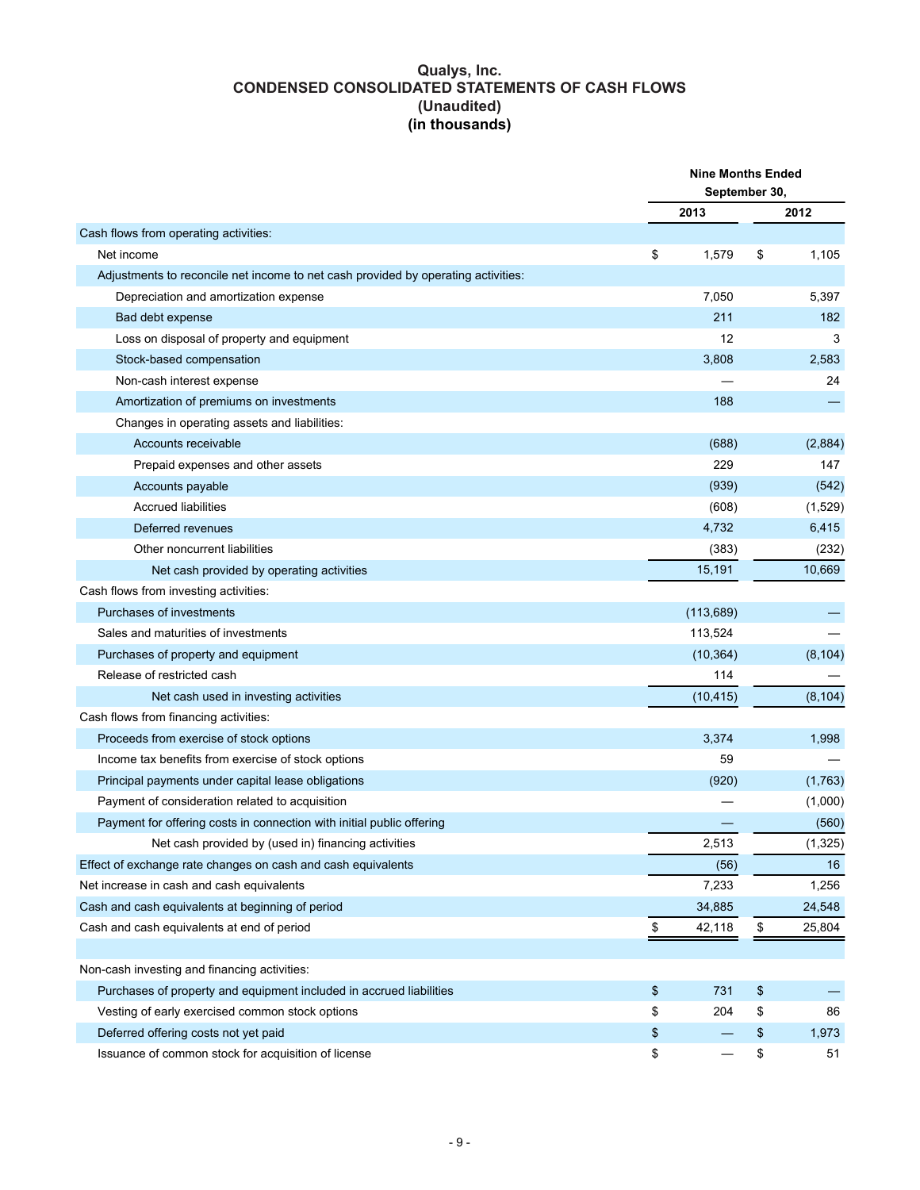# Qualys, Inc.
## CONDENSED CONSOLIDATED STATEMENTS OF CASH FLOWS
### (Unaudited)
### (in thousands)

| | Nine Months Ended September 30, | |
|---|---|---|
| | 2013 | 2012 |
| Cash flows from operating activities: | | |
| Net income | $ 1,579 | $ 1,105 |
| Adjustments to reconcile net income to net cash provided by operating activities: | | |
| Depreciation and amortization expense | 7,050 | 5,397 |
| Bad debt expense | 211 | 182 |
| Loss on disposal of property and equipment | 12 | 3 |
| Stock-based compensation | 3,808 | 2,583 |
| Non-cash interest expense | — | 24 |
| Amortization of premiums on investments | 188 | — |
| Changes in operating assets and liabilities: | | |
| Accounts receivable | (688) | (2,884) |
| Prepaid expenses and other assets | 229 | 147 |
| Accounts payable | (939) | (542) |
| Accrued liabilities | (608) | (1,529) |
| Deferred revenues | 4,732 | 6,415 |
| Other noncurrent liabilities | (383) | (232) |
| Net cash provided by operating activities | 15,191 | 10,669 |
| Cash flows from investing activities: | | |
| Purchases of investments | (113,689) | — |
| Sales and maturities of investments | 113,524 | — |
| Purchases of property and equipment | (10,364) | (8,104) |
| Release of restricted cash | 114 | — |
| Net cash used in investing activities | (10,415) | (8,104) |
| Cash flows from financing activities: | | |
| Proceeds from exercise of stock options | 3,374 | 1,998 |
| Income tax benefits from exercise of stock options | 59 | — |
| Principal payments under capital lease obligations | (920) | (1,763) |
| Payment of consideration related to acquisition | — | (1,000) |
| Payment for offering costs in connection with initial public offering | — | (560) |
| Net cash provided by (used in) financing activities | 2,513 | (1,325) |
| Effect of exchange rate changes on cash and cash equivalents | (56) | 16 |
| Net increase in cash and cash equivalents | 7,233 | 1,256 |
| Cash and cash equivalents at beginning of period | 34,885 | 24,548 |
| Cash and cash equivalents at end of period | $ 42,118 | $ 25,804 |
| | | |
| Non-cash investing and financing activities: | | |
| Purchases of property and equipment included in accrued liabilities | $ 731 | $ — |
| Vesting of early exercised common stock options | $ 204 | $ 86 |
| Deferred offering costs not yet paid | $ — | $ 1,973 |
| Issuance of common stock for acquisition of license | $ — | $ 51 |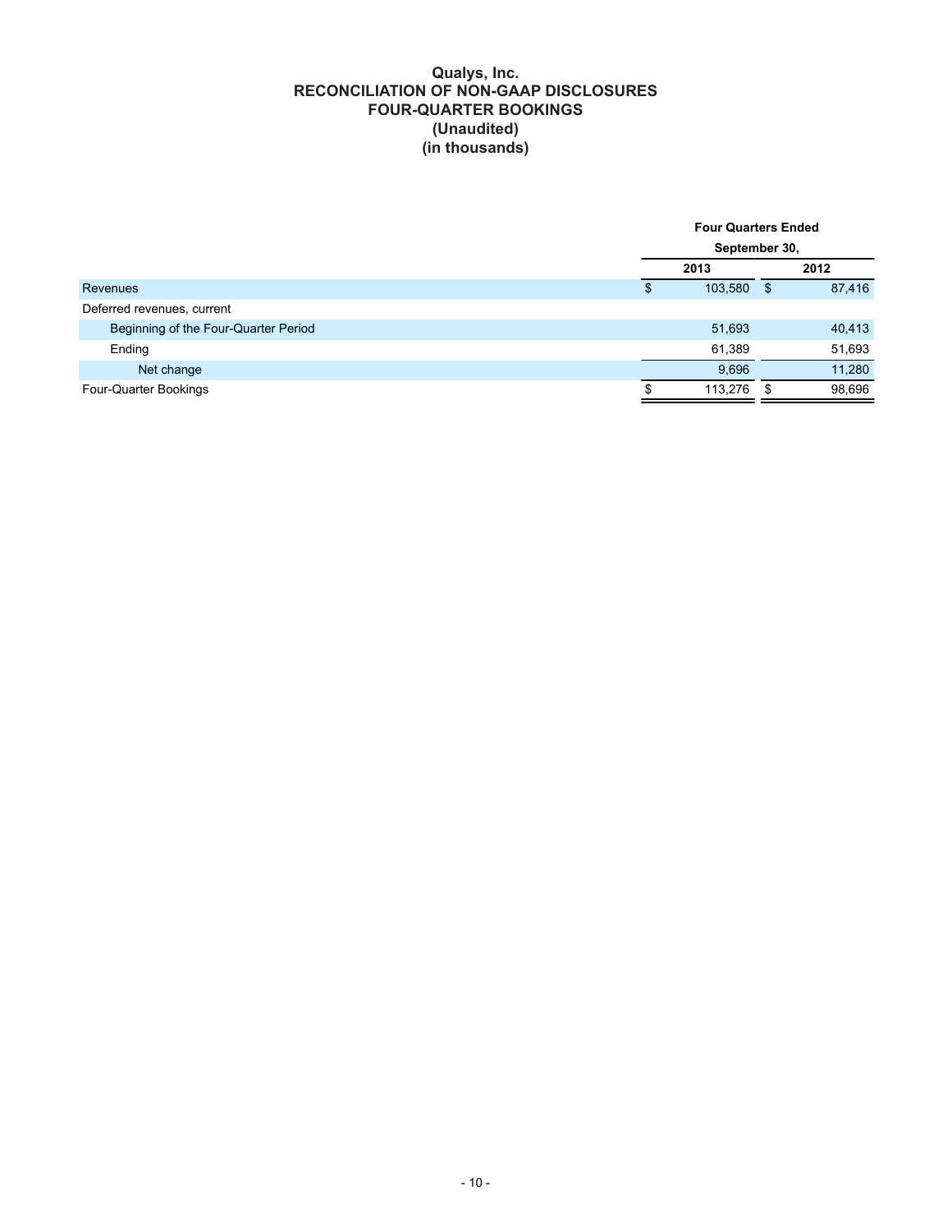# Qualys, Inc.
## RECONCILIATION OF NON-GAAP DISCLOSURES
## FOUR-QUARTER BOOKINGS
## (Unaudited)
## (in thousands)

| | Four Quarters Ended September 30, | |
|---|---|---|
| | 2013 | 2012 |
| Revenues | $ 103,580 | $ 87,416 |
| Deferred revenues, current | | |
| Beginning of the Four-Quarter Period | 51,693 | 40,413 |
| Ending | 61,389 | 51,693 |
| Net change | 9,696 | 11,280 |
| Four-Quarter Bookings | $ 113,276 | $ 98,696 |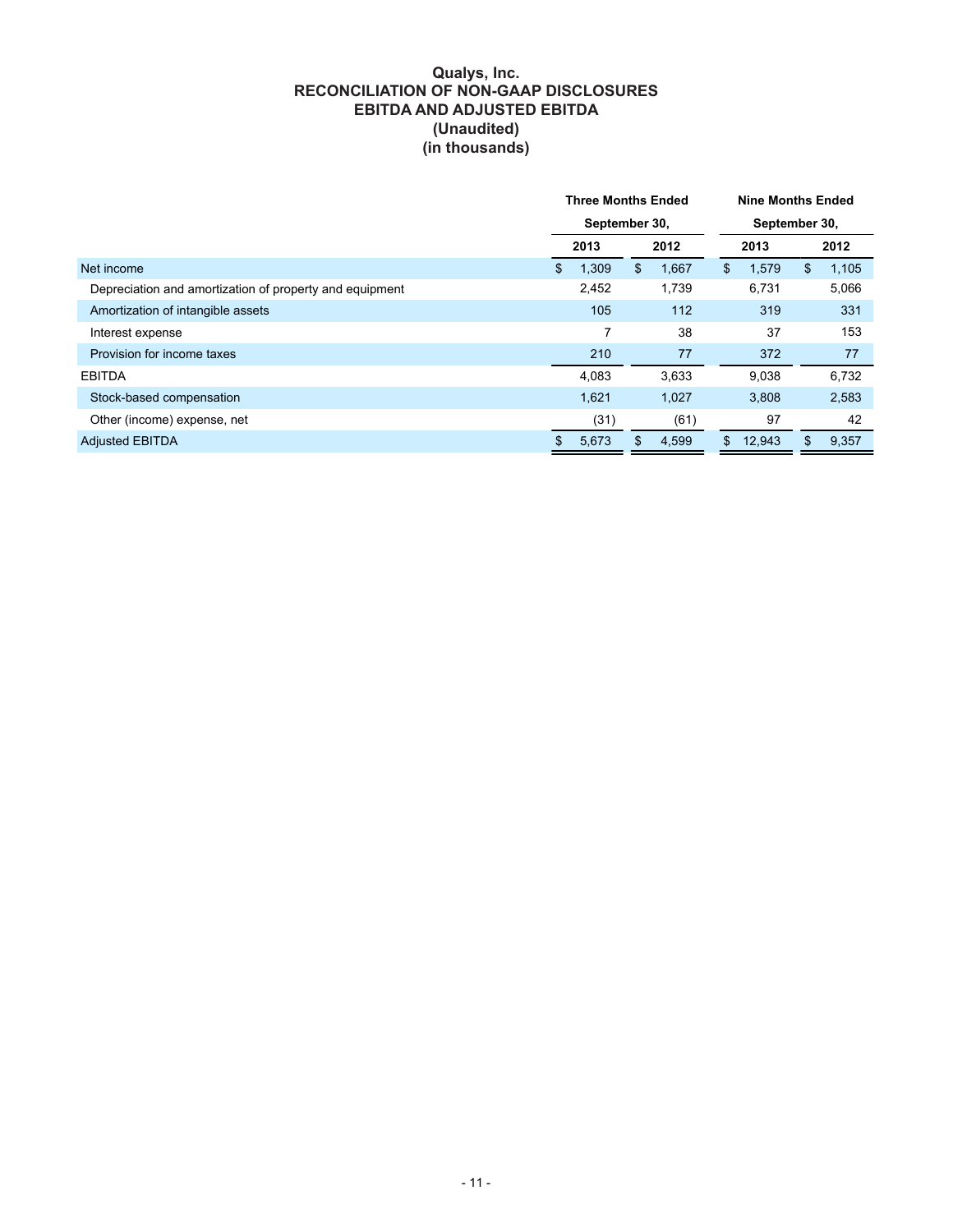# Qualys, Inc.
## RECONCILIATION OF NON-GAAP DISCLOSURES
## EBITDA AND ADJUSTED EBITDA
### (Unaudited)
### (in thousands)

| | Three Months Ended September 30, | | Nine Months Ended September 30, | |
|---|---|---|---|---|
| | 2013 | 2012 | 2013 | 2012 |
| Net income | $ 1,309 | $ 1,667 | $ 1,579 | $ 1,105 |
| Depreciation and amortization of property and equipment | 2,452 | 1,739 | 6,731 | 5,066 |
| Amortization of intangible assets | 105 | 112 | 319 | 331 |
| Interest expense | 7 | 38 | 37 | 153 |
| Provision for income taxes | 210 | 77 | 372 | 77 |
| EBITDA | 4,083 | 3,633 | 9,038 | 6,732 |
| Stock-based compensation | 1,621 | 1,027 | 3,808 | 2,583 |
| Other (income) expense, net | (31) | (61) | 97 | 42 |
| Adjusted EBITDA | $ 5,673 | $ 4,599 | $ 12,943 | $ 9,357 |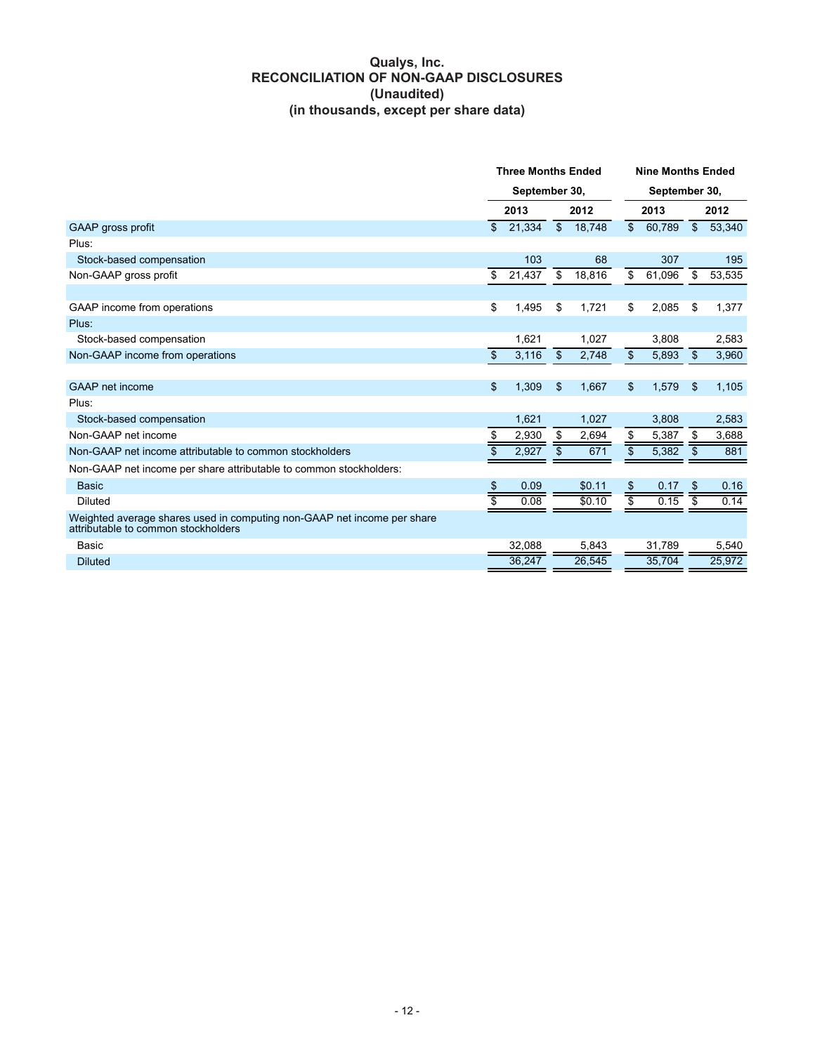# Qualys, Inc.
## RECONCILIATION OF NON-GAAP DISCLOSURES
### (Unaudited)
### (in thousands, except per share data)

| | Three Months Ended September 30, | | Nine Months Ended September 30, | |
|---|---|---|---|---|
| | 2013 | 2012 | 2013 | 2012 |
| GAAP gross profit | $ 21,334 | $ 18,748 | $ 60,789 | $ 53,340 |
| Plus: | | | | |
| Stock-based compensation | 103 | 68 | 307 | 195 |
| Non-GAAP gross profit | $ 21,437 | $ 18,816 | $ 61,096 | $ 53,535 |
| | | | | |
| GAAP income from operations | $ 1,495 | $ 1,721 | $ 2,085 | $ 1,377 |
| Plus: | | | | |
| Stock-based compensation | 1,621 | 1,027 | 3,808 | 2,583 |
| Non-GAAP income from operations | $ 3,116 | $ 2,748 | $ 5,893 | $ 3,960 |
| | | | | |
| GAAP net income | $ 1,309 | $ 1,667 | $ 1,579 | $ 1,105 |
| Plus: | | | | |
| Stock-based compensation | 1,621 | 1,027 | 3,808 | 2,583 |
| Non-GAAP net income | $ 2,930 | $ 2,694 | $ 5,387 | $ 3,688 |
| Non-GAAP net income attributable to common stockholders | $ 2,927 | $ 671 | $ 5,382 | $ 881 |
| Non-GAAP net income per share attributable to common stockholders: | | | | |
| Basic | $ 0.09 | $0.11 | $ 0.17 | $ 0.16 |
| Diluted | $ 0.08 | $0.10 | $ 0.15 | $ 0.14 |
| Weighted average shares used in computing non-GAAP net income per share attributable to common stockholders | | | | |
| Basic | 32,088 | 5,843 | 31,789 | 5,540 |
| Diluted | 36,247 | 26,545 | 35,704 | 25,972 |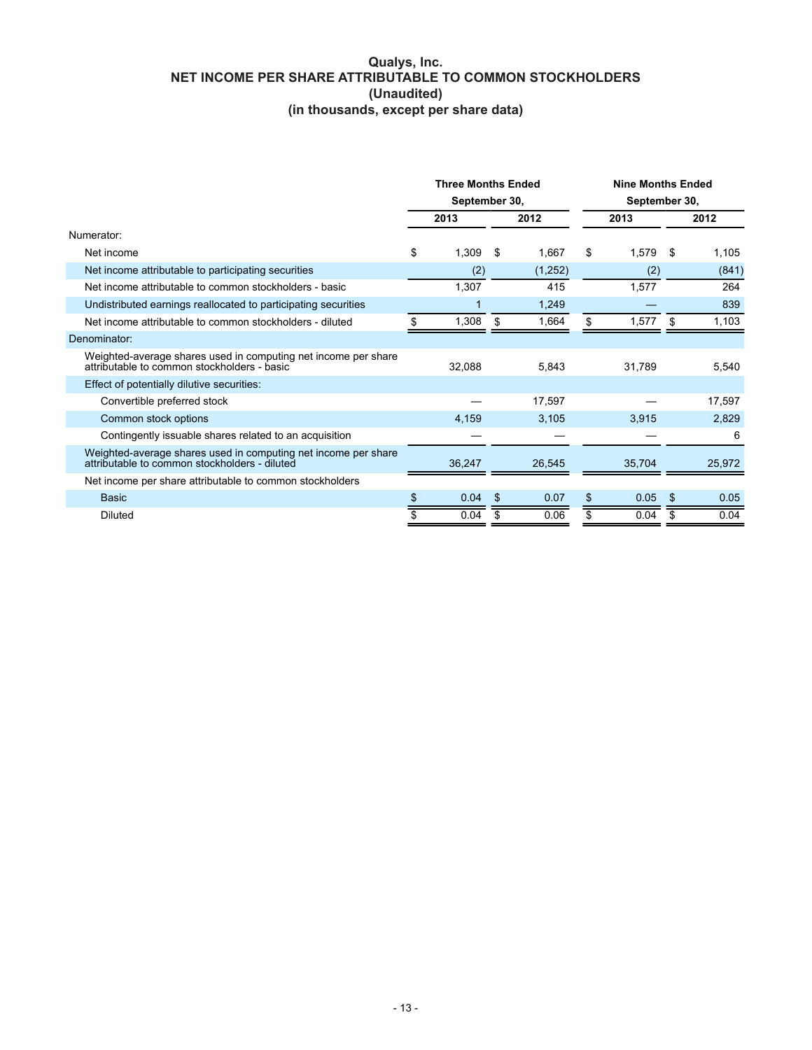**Qualys, Inc.**
**NET INCOME PER SHARE ATTRIBUTABLE TO COMMON STOCKHOLDERS**
**(Unaudited)**
**(in thousands, except per share data)**

| | Three Months Ended September 30, | | Nine Months Ended September 30, | |
|---|---|---|---|---|
| | 2013 | 2012 | 2013 | 2012 |
| Numerator: | | | | |
| Net income | $ 1,309 | $ 1,667 | $ 1,579 | $ 1,105 |
| Net income attributable to participating securities | (2) | (1,252) | (2) | (841) |
| Net income attributable to common stockholders - basic | 1,307 | 415 | 1,577 | 264 |
| Undistributed earnings reallocated to participating securities | 1 | 1,249 | — | 839 |
| Net income attributable to common stockholders - diluted | $ 1,308 | $ 1,664 | $ 1,577 | $ 1,103 |
| Denominator: | | | | |
| Weighted-average shares used in computing net income per share attributable to common stockholders - basic | 32,088 | 5,843 | 31,789 | 5,540 |
| Effect of potentially dilutive securities: | | | | |
| Convertible preferred stock | — | 17,597 | — | 17,597 |
| Common stock options | 4,159 | 3,105 | 3,915 | 2,829 |
| Contingently issuable shares related to an acquisition | — | — | — | 6 |
| Weighted-average shares used in computing net income per share attributable to common stockholders - diluted | 36,247 | 26,545 | 35,704 | 25,972 |
| Net income per share attributable to common stockholders | | | | |
| Basic | $ 0.04 | $ 0.07 | $ 0.05 | $ 0.05 |
| Diluted | $ 0.04 | $ 0.06 | $ 0.04 | $ 0.04 |